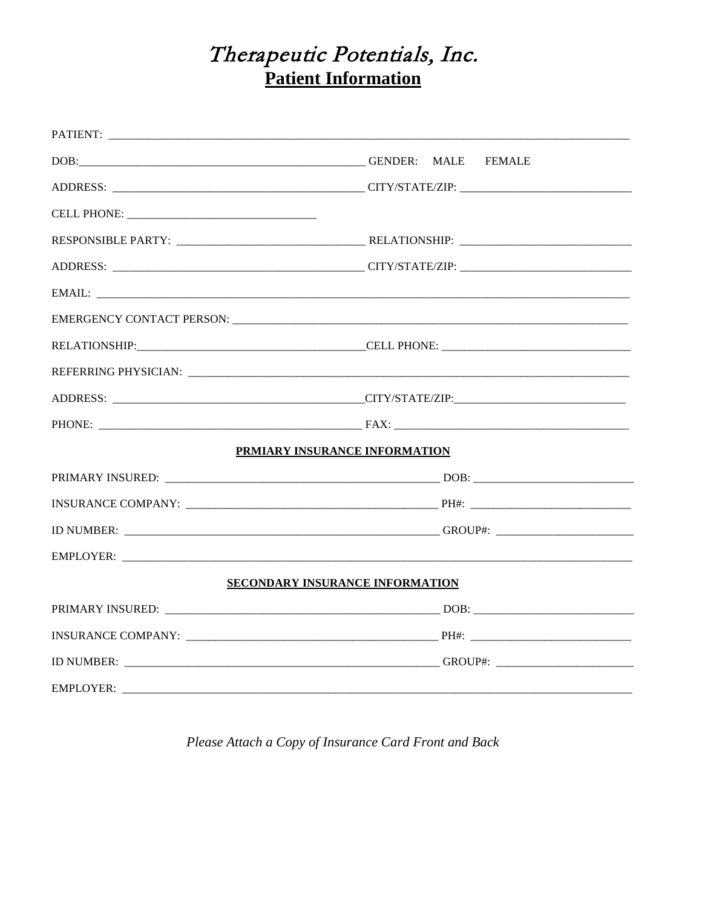# Therapeutic Potentials, Inc.

## Patient Information

PATIENT: ______________________________________________________________

DOB: ______________________________________ GENDER: MALE FEMALE

ADDRESS: ________________________________ CITY/STATE/ZIP: ______________________

CELL PHONE: __________________________

RESPONSIBLE PARTY: __________________________ RELATIONSHIP: ______________________

ADDRESS: ________________________________ CITY/STATE/ZIP: ______________________

EMAIL: ______________________________________________________________

EMERGENCY CONTACT PERSON: _________________________________________________

RELATIONSHIP: ______________________________ CELL PHONE: __________________________

REFERRING PHYSICIAN: _______________________________________________________

ADDRESS: ________________________________ CITY/STATE/ZIP: ______________________

PHONE: ___________________________________ FAX: ______________________________

**PRMIARY INSURANCE INFORMATION**

PRIMARY INSURED: ____________________________________ DOB: ____________________

INSURANCE COMPANY: __________________________________ PH#: ____________________

ID NUMBER: __________________________________________ GROUP#: __________________

EMPLOYER: ___________________________________________________________

**SECONDARY INSURANCE INFORMATION**

PRIMARY INSURED: ____________________________________ DOB: ____________________

INSURANCE COMPANY: __________________________________ PH#: ____________________

ID NUMBER: __________________________________________ GROUP#: __________________

EMPLOYER: ___________________________________________________________

*Please Attach a Copy of Insurance Card Front and Back*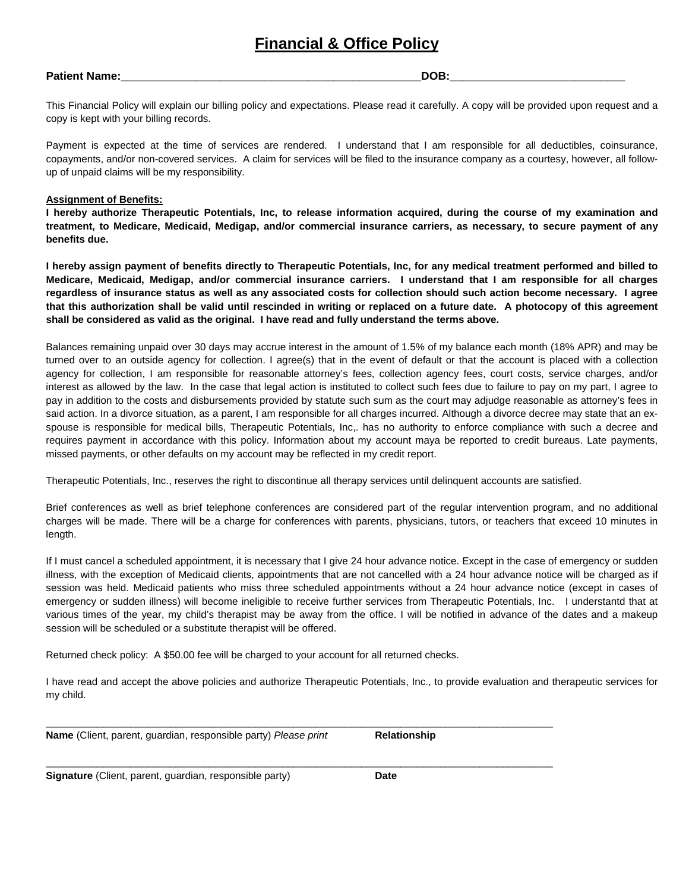# Financial & Office Policy

**Patient Name:**\_\_\_\_\_\_\_\_\_\_\_\_\_\_\_\_\_\_\_\_\_\_\_\_\_\_\_\_\_\_\_\_\_\_\_\_\_\_\_\_\_\_\_\_\_\_\_\_\_\_**DOB:**\_\_\_\_\_\_\_\_\_\_\_\_\_\_\_\_\_\_\_\_\_\_\_\_\_\_\_\_\_\_

This Financial Policy will explain our billing policy and expectations. Please read it carefully. A copy will be provided upon request and a copy is kept with your billing records.

Payment is expected at the time of services are rendered. I understand that I am responsible for all deductibles, coinsurance, copayments, and/or non-covered services. A claim for services will be filed to the insurance company as a courtesy, however, all follow-up of unpaid claims will be my responsibility.

**Assignment of Benefits:**

**I hereby authorize Therapeutic Potentials, Inc, to release information acquired, during the course of my examination and treatment, to Medicare, Medicaid, Medigap, and/or commercial insurance carriers, as necessary, to secure payment of any benefits due.**

**I hereby assign payment of benefits directly to Therapeutic Potentials, Inc, for any medical treatment performed and billed to Medicare, Medicaid, Medigap, and/or commercial insurance carriers. I understand that I am responsible for all charges regardless of insurance status as well as any associated costs for collection should such action become necessary. I agree that this authorization shall be valid until rescinded in writing or replaced on a future date. A photocopy of this agreement shall be considered as valid as the original. I have read and fully understand the terms above.**

Balances remaining unpaid over 30 days may accrue interest in the amount of 1.5% of my balance each month (18% APR) and may be turned over to an outside agency for collection. I agree(s) that in the event of default or that the account is placed with a collection agency for collection, I am responsible for reasonable attorney's fees, collection agency fees, court costs, service charges, and/or interest as allowed by the law. In the case that legal action is instituted to collect such fees due to failure to pay on my part, I agree to pay in addition to the costs and disbursements provided by statute such sum as the court may adjudge reasonable as attorney's fees in said action. In a divorce situation, as a parent, I am responsible for all charges incurred. Although a divorce decree may state that an ex-spouse is responsible for medical bills, Therapeutic Potentials, Inc,. has no authority to enforce compliance with such a decree and requires payment in accordance with this policy. Information about my account maya be reported to credit bureaus. Late payments, missed payments, or other defaults on my account may be reflected in my credit report.

Therapeutic Potentials, Inc., reserves the right to discontinue all therapy services until delinquent accounts are satisfied.

Brief conferences as well as brief telephone conferences are considered part of the regular intervention program, and no additional charges will be made. There will be a charge for conferences with parents, physicians, tutors, or teachers that exceed 10 minutes in length.

If I must cancel a scheduled appointment, it is necessary that I give 24 hour advance notice. Except in the case of emergency or sudden illness, with the exception of Medicaid clients, appointments that are not cancelled with a 24 hour advance notice will be charged as if session was held. Medicaid patients who miss three scheduled appointments without a 24 hour advance notice (except in cases of emergency or sudden illness) will become ineligible to receive further services from Therapeutic Potentials, Inc. I understantd that at various times of the year, my child's therapist may be away from the office. I will be notified in advance of the dates and a makeup session will be scheduled or a substitute therapist will be offered.

Returned check policy: A $50.00 fee will be charged to your account for all returned checks.

I have read and accept the above policies and authorize Therapeutic Potentials, Inc., to provide evaluation and therapeutic services for my child.

\_\_\_\_\_\_\_\_\_\_\_\_\_\_\_\_\_\_\_\_\_\_\_\_\_\_\_\_\_\_\_\_\_\_\_\_\_\_\_\_\_\_\_\_\_\_\_\_\_\_\_\_\_\_\_\_\_\_\_\_\_\_\_\_\_\_\_\_\_\_\_\_\_\_\_\_\_\_\_\_\_\_

**Name** (Client, parent, guardian, responsible party) *Please print* **Relationship**

\_\_\_\_\_\_\_\_\_\_\_\_\_\_\_\_\_\_\_\_\_\_\_\_\_\_\_\_\_\_\_\_\_\_\_\_\_\_\_\_\_\_\_\_\_\_\_\_\_\_\_\_\_\_\_\_\_\_\_\_\_\_\_\_\_\_\_\_\_\_\_\_\_\_\_\_\_\_\_\_\_\_

**Signature** (Client, parent, guardian, responsible party) **Date**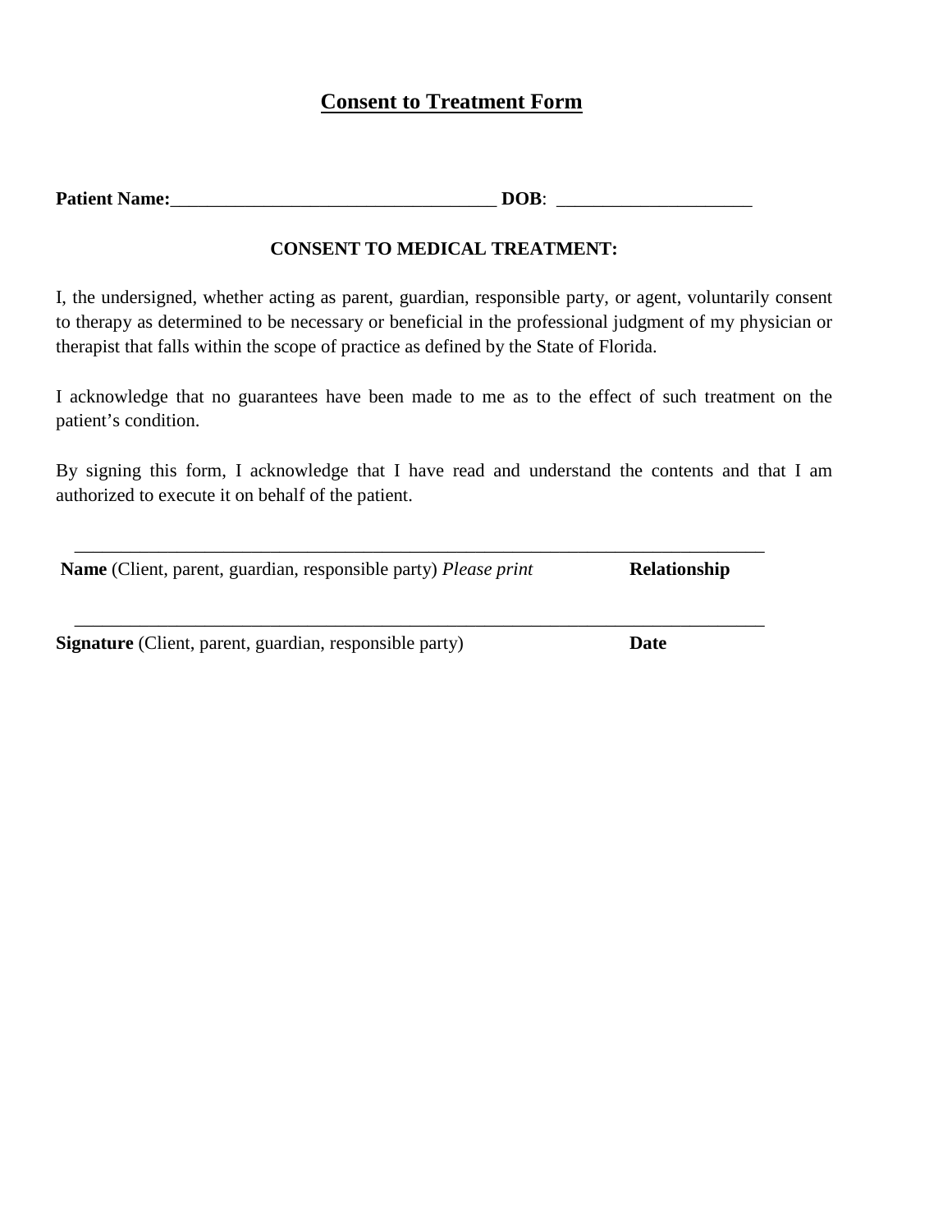# Consent to Treatment Form

**Patient Name:**___________________________________ **DOB**: ____________________

**CONSENT TO MEDICAL TREATMENT:**

I, the undersigned, whether acting as parent, guardian, responsible party, or agent, voluntarily consent to therapy as determined to be necessary or beneficial in the professional judgment of my physician or therapist that falls within the scope of practice as defined by the State of Florida.

I acknowledge that no guarantees have been made to me as to the effect of such treatment on the patient's condition.

By signing this form, I acknowledge that I have read and understand the contents and that I am authorized to execute it on behalf of the patient.

_____________________________________________________________________________

**Name** (Client, parent, guardian, responsible party) *Please print* **Relationship**

_____________________________________________________________________________

**Signature** (Client, parent, guardian, responsible party) **Date**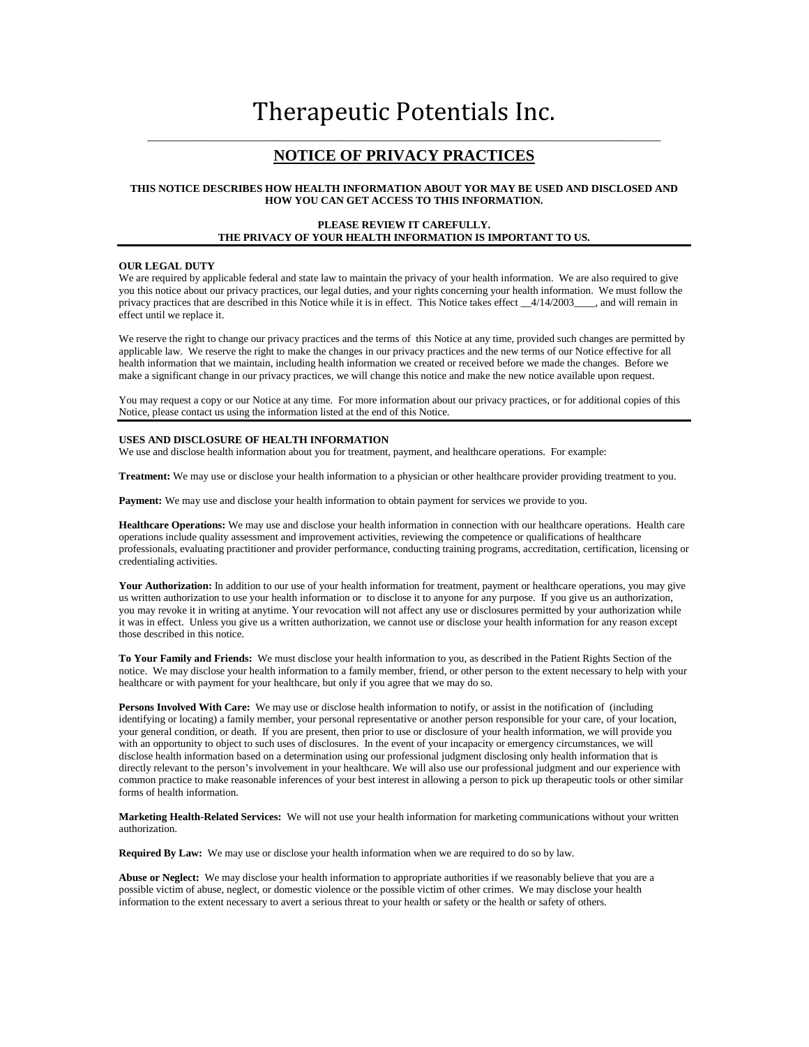# Therapeutic Potentials Inc.

## NOTICE OF PRIVACY PRACTICES

**THIS NOTICE DESCRIBES HOW HEALTH INFORMATION ABOUT YOR MAY BE USED AND DISCLOSED AND HOW YOU CAN GET ACCESS TO THIS INFORMATION.**

**PLEASE REVIEW IT CAREFULLY.**
**THE PRIVACY OF YOUR HEALTH INFORMATION IS IMPORTANT TO US.**

---

**OUR LEGAL DUTY**

We are required by applicable federal and state law to maintain the privacy of your health information. We are also required to give you this notice about our privacy practices, our legal duties, and your rights concerning your health information. We must follow the privacy practices that are described in this Notice while it is in effect. This Notice takes effect __4/14/2003____, and will remain in effect until we replace it.

We reserve the right to change our privacy practices and the terms of this Notice at any time, provided such changes are permitted by applicable law. We reserve the right to make the changes in our privacy practices and the new terms of our Notice effective for all health information that we maintain, including health information we created or received before we made the changes. Before we make a significant change in our privacy practices, we will change this notice and make the new notice available upon request.

You may request a copy or our Notice at any time. For more information about our privacy practices, or for additional copies of this Notice, please contact us using the information listed at the end of this Notice.

---

**USES AND DISCLOSURE OF HEALTH INFORMATION**

We use and disclose health information about you for treatment, payment, and healthcare operations. For example:

**Treatment:** We may use or disclose your health information to a physician or other healthcare provider providing treatment to you.

**Payment:** We may use and disclose your health information to obtain payment for services we provide to you.

**Healthcare Operations:** We may use and disclose your health information in connection with our healthcare operations. Health care operations include quality assessment and improvement activities, reviewing the competence or qualifications of healthcare professionals, evaluating practitioner and provider performance, conducting training programs, accreditation, certification, licensing or credentialing activities.

**Your Authorization:** In addition to our use of your health information for treatment, payment or healthcare operations, you may give us written authorization to use your health information or to disclose it to anyone for any purpose. If you give us an authorization, you may revoke it in writing at anytime. Your revocation will not affect any use or disclosures permitted by your authorization while it was in effect. Unless you give us a written authorization, we cannot use or disclose your health information for any reason except those described in this notice.

**To Your Family and Friends:** We must disclose your health information to you, as described in the Patient Rights Section of the notice. We may disclose your health information to a family member, friend, or other person to the extent necessary to help with your healthcare or with payment for your healthcare, but only if you agree that we may do so.

**Persons Involved With Care:** We may use or disclose health information to notify, or assist in the notification of (including identifying or locating) a family member, your personal representative or another person responsible for your care, of your location, your general condition, or death. If you are present, then prior to use or disclosure of your health information, we will provide you with an opportunity to object to such uses of disclosures. In the event of your incapacity or emergency circumstances, we will disclose health information based on a determination using our professional judgment disclosing only health information that is directly relevant to the person's involvement in your healthcare. We will also use our professional judgment and our experience with common practice to make reasonable inferences of your best interest in allowing a person to pick up therapeutic tools or other similar forms of health information.

**Marketing Health-Related Services:** We will not use your health information for marketing communications without your written authorization.

**Required By Law:** We may use or disclose your health information when we are required to do so by law.

**Abuse or Neglect:** We may disclose your health information to appropriate authorities if we reasonably believe that you are a possible victim of abuse, neglect, or domestic violence or the possible victim of other crimes. We may disclose your health information to the extent necessary to avert a serious threat to your health or safety or the health or safety of others.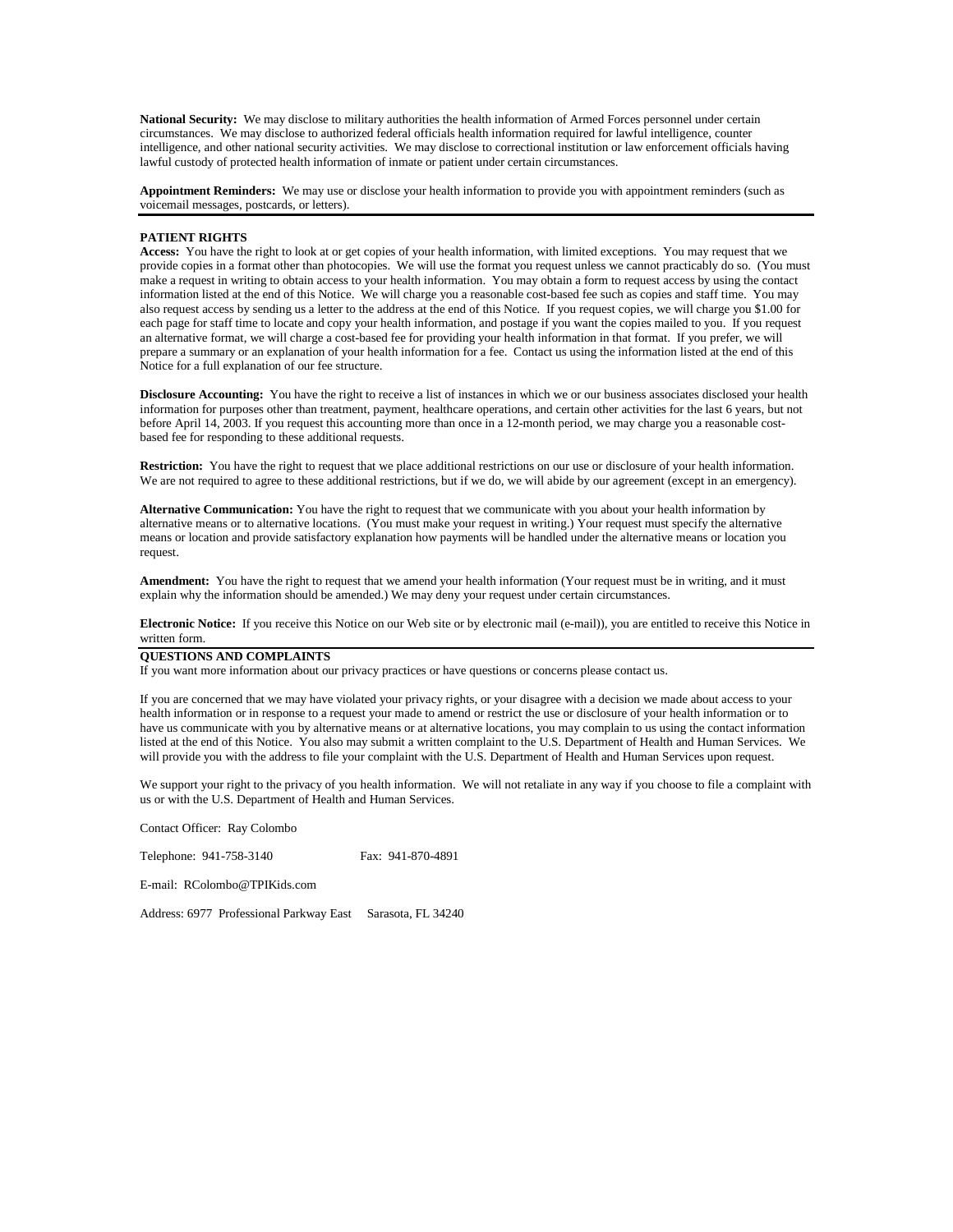**National Security:** We may disclose to military authorities the health information of Armed Forces personnel under certain circumstances. We may disclose to authorized federal officials health information required for lawful intelligence, counter intelligence, and other national security activities. We may disclose to correctional institution or law enforcement officials having lawful custody of protected health information of inmate or patient under certain circumstances.

**Appointment Reminders:** We may use or disclose your health information to provide you with appointment reminders (such as voicemail messages, postcards, or letters).

---

**PATIENT RIGHTS**

**Access:** You have the right to look at or get copies of your health information, with limited exceptions. You may request that we provide copies in a format other than photocopies. We will use the format you request unless we cannot practicably do so. (You must make a request in writing to obtain access to your health information. You may obtain a form to request access by using the contact information listed at the end of this Notice. We will charge you a reasonable cost-based fee such as copies and staff time. You may also request access by sending us a letter to the address at the end of this Notice. If you request copies, we will charge you $1.00 for each page for staff time to locate and copy your health information, and postage if you want the copies mailed to you. If you request an alternative format, we will charge a cost-based fee for providing your health information in that format. If you prefer, we will prepare a summary or an explanation of your health information for a fee. Contact us using the information listed at the end of this Notice for a full explanation of our fee structure.

**Disclosure Accounting:** You have the right to receive a list of instances in which we or our business associates disclosed your health information for purposes other than treatment, payment, healthcare operations, and certain other activities for the last 6 years, but not before April 14, 2003. If you request this accounting more than once in a 12-month period, we may charge you a reasonable cost-based fee for responding to these additional requests.

**Restriction:** You have the right to request that we place additional restrictions on our use or disclosure of your health information. We are not required to agree to these additional restrictions, but if we do, we will abide by our agreement (except in an emergency).

**Alternative Communication:** You have the right to request that we communicate with you about your health information by alternative means or to alternative locations. (You must make your request in writing.) Your request must specify the alternative means or location and provide satisfactory explanation how payments will be handled under the alternative means or location you request.

**Amendment:** You have the right to request that we amend your health information (Your request must be in writing, and it must explain why the information should be amended.) We may deny your request under certain circumstances.

**Electronic Notice:** If you receive this Notice on our Web site or by electronic mail (e-mail)), you are entitled to receive this Notice in written form.

---

**QUESTIONS AND COMPLAINTS**

If you want more information about our privacy practices or have questions or concerns please contact us.

If you are concerned that we may have violated your privacy rights, or your disagree with a decision we made about access to your health information or in response to a request your made to amend or restrict the use or disclosure of your health information or to have us communicate with you by alternative means or at alternative locations, you may complain to us using the contact information listed at the end of this Notice. You also may submit a written complaint to the U.S. Department of Health and Human Services. We will provide you with the address to file your complaint with the U.S. Department of Health and Human Services upon request.

We support your right to the privacy of you health information. We will not retaliate in any way if you choose to file a complaint with us or with the U.S. Department of Health and Human Services.

Contact Officer: Ray Colombo

Telephone: 941-758-3140 Fax: 941-870-4891

E-mail: RColombo@TPIKids.com

Address: 6977 Professional Parkway East Sarasota, FL 34240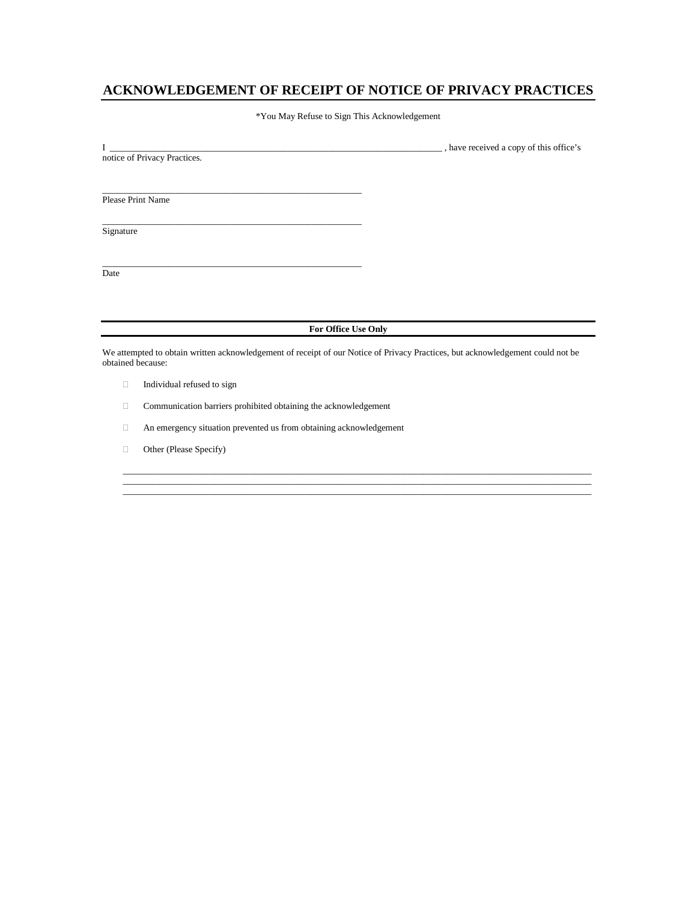# ACKNOWLEDGEMENT OF RECEIPT OF NOTICE OF PRIVACY PRACTICES

*You May Refuse to Sign This Acknowledgement

I ___________________________________________________________________________ , have received a copy of this office's notice of Privacy Practices.

_______________________________________________________
Please Print Name

_______________________________________________________
Signature

_______________________________________________________
Date

**For Office Use Only**

We attempted to obtain written acknowledgement of receipt of our Notice of Privacy Practices, but acknowledgement could not be obtained because:

- ☐ Individual refused to sign
- ☐ Communication barriers prohibited obtaining the acknowledgement
- ☐ An emergency situation prevented us from obtaining acknowledgement
- ☐ Other (Please Specify)

____________________________________________________________________________________________________
____________________________________________________________________________________________________
____________________________________________________________________________________________________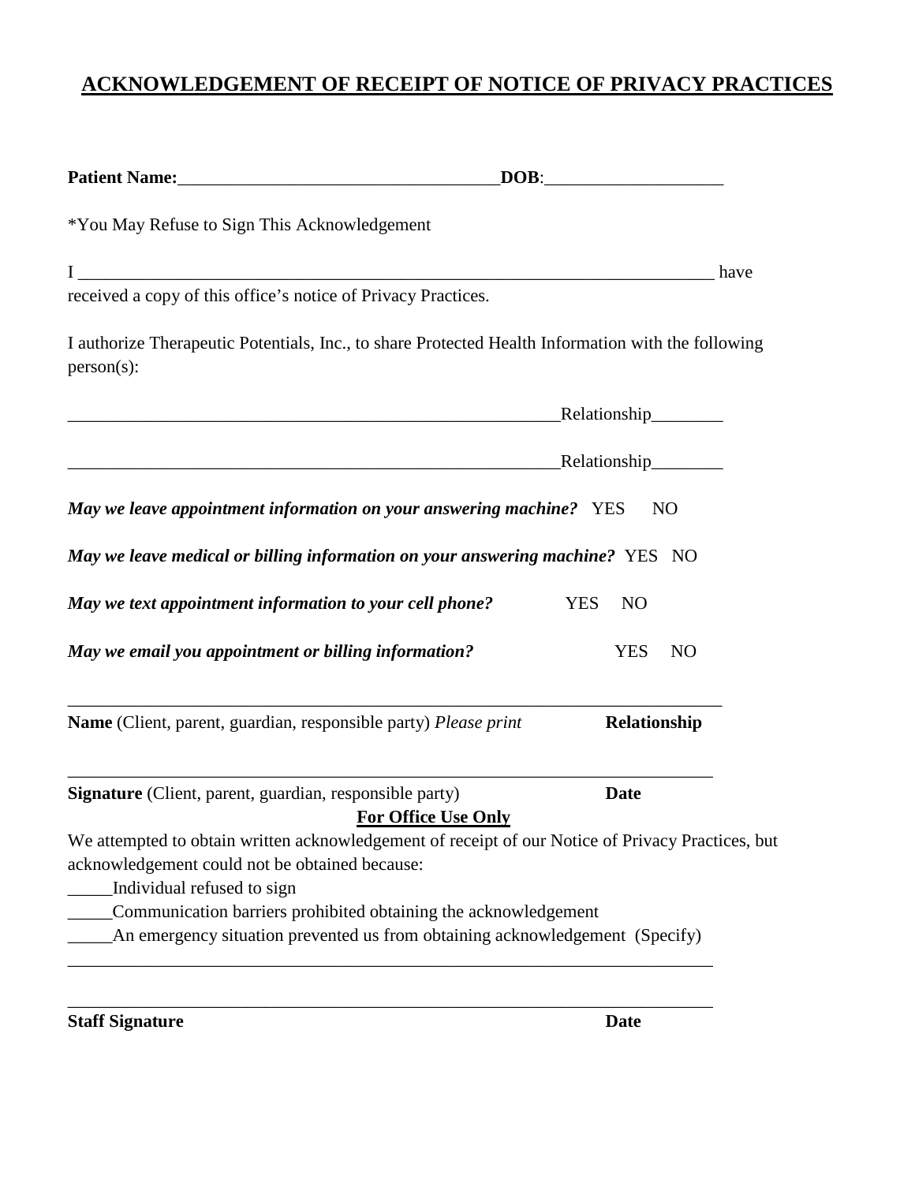# ACKNOWLEDGEMENT OF RECEIPT OF NOTICE OF PRIVACY PRACTICES

**Patient Name:**____________________________________**DOB**:____________________

*You May Refuse to Sign This Acknowledgement

I ________________________________________________________________________ have received a copy of this office's notice of Privacy Practices.

I authorize Therapeutic Potentials, Inc., to share Protected Health Information with the following person(s):

________________________________________________________Relationship________

________________________________________________________Relationship________

***May we leave appointment information on your answering machine?*** YES NO

***May we leave medical or billing information on your answering machine?*** YES NO

***May we text appointment information to your cell phone?*** YES NO

***May we email you appointment or billing information?*** YES NO

___________________________________________________________________________

**Name** (Client, parent, guardian, responsible party) *Please print* **Relationship**

___________________________________________________________________________

**Signature** (Client, parent, guardian, responsible party) **Date**

**For Office Use Only**

We attempted to obtain written acknowledgement of receipt of our Notice of Privacy Practices, but acknowledgement could not be obtained because:

_____Individual refused to sign

_____Communication barriers prohibited obtaining the acknowledgement

_____An emergency situation prevented us from obtaining acknowledgement (Specify)

___________________________________________________________________________

___________________________________________________________________________

**Staff Signature** **Date**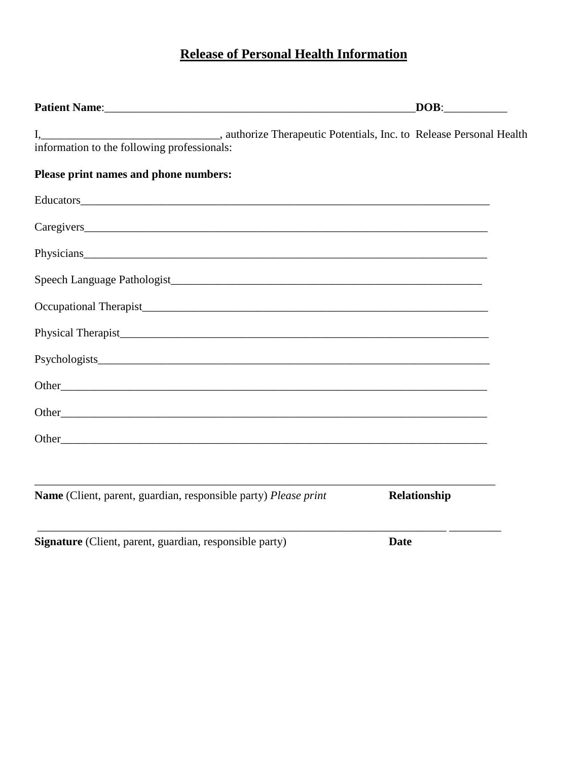# Release of Personal Health Information

**Patient Name**:_______________________________________________________**DOB**:___________

I,_______________________________, authorize Therapeutic Potentials, Inc. to Release Personal Health information to the following professionals:

**Please print names and phone numbers:**

Educators___________________________________________________________________________

Caregivers__________________________________________________________________________

Physicians__________________________________________________________________________

Speech Language Pathologist_______________________________________________________

Occupational Therapist_______________________________________________________________

Physical Therapist_________________________________________________________________

Psychologists_______________________________________________________________________

Other_______________________________________________________________________________

Other_______________________________________________________________________________

Other_______________________________________________________________________________

_____________________________________________________________________________________

**Name** (Client, parent, guardian, responsible party) *Please print* **Relationship**

_____________________________________________________________________________ _________

**Signature** (Client, parent, guardian, responsible party) **Date**